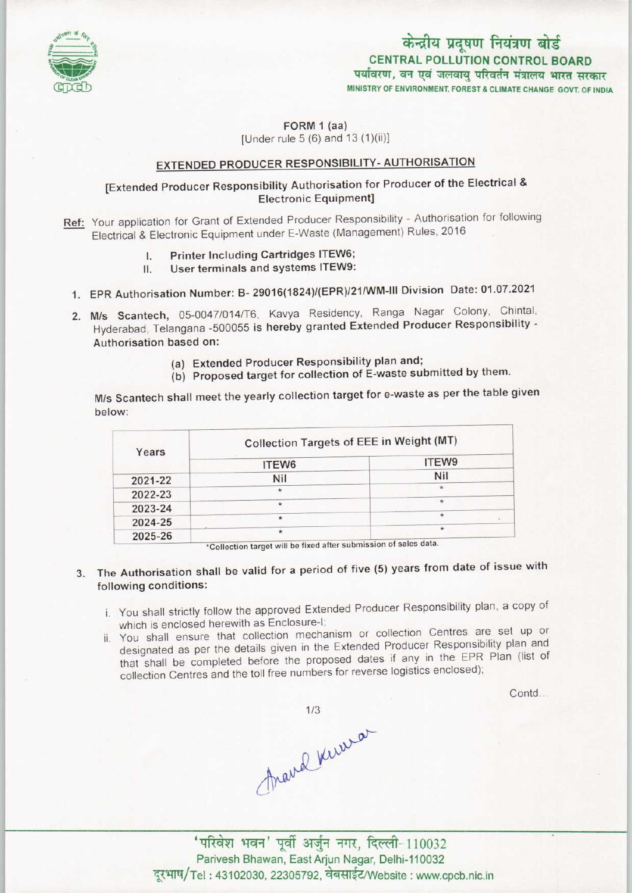केन्द्रीय प्रदूषण नियंत्रण बोर्ड
**CENTRAL POLLUTION CONTROL BOARD**
पर्यावरण, वन एवं जलवायु परिवर्तन मंत्रालय भारत सरकार
MINISTRY OF ENVIRONMENT, FOREST & CLIMATE CHANGE GOVT. OF INDIA

FORM 1 (aa)
[Under rule 5 (6) and 13 (1)(ii)]

## EXTENDED PRODUCER RESPONSIBILITY- AUTHORISATION

[Extended Producer Responsibility Authorisation for Producer of the Electrical & Electronic Equipment]

**Ref:** Your application for Grant of Extended Producer Responsibility - Authorisation for following Electrical & Electronic Equipment under E-Waste (Management) Rules, 2016

I. **Printer Including Cartridges ITEW6;**
II. **User terminals and systems ITEW9:**

1. EPR Authorisation Number: **B- 29016(1824)/(EPR)/21/WM-III Division Date: 01.07.2021**

2. **M/s Scantech,** 05-0047/014/T6, Kavya Residency, Ranga Nagar Colony, Chintal, Hyderabad, Telangana -500055 **is hereby granted Extended Producer Responsibility - Authorisation based on:**

   (a) **Extended Producer Responsibility plan and;**
   (b) **Proposed target for collection of E-waste submitted by them.**

**M/s Scantech shall meet the yearly collection target for e-waste as per the table given below:**

| Years | Collection Targets of EEE in Weight (MT) | |
|---|---|---|
| | ITEW6 | ITEW9 |
| 2021-22 | Nil | Nil |
| 2022-23 | * | * |
| 2023-24 | * | * |
| 2024-25 | * | * |
| 2025-26 | * | * |

*Collection target will be fixed after submission of sales data.

3. **The Authorisation shall be valid for a period of five (5) years from date of issue with following conditions:**

   i. You shall strictly follow the approved Extended Producer Responsibility plan, a copy of which is enclosed herewith as Enclosure-I;
   ii. You shall ensure that collection mechanism or collection Centres are set up or designated as per the details given in the Extended Producer Responsibility plan and that shall be completed before the proposed dates if any in the EPR Plan (list of collection Centres and the toll free numbers for reverse logistics enclosed);

Contd...

'परिवेश भवन' पूर्वी अर्जुन नगर, दिल्ली-110032
Parivesh Bhawan, East Arjun Nagar, Delhi-110032
दूरभाष/Tel : 43102030, 22305792, वेबसाईट/Website : www.cpcb.nic.in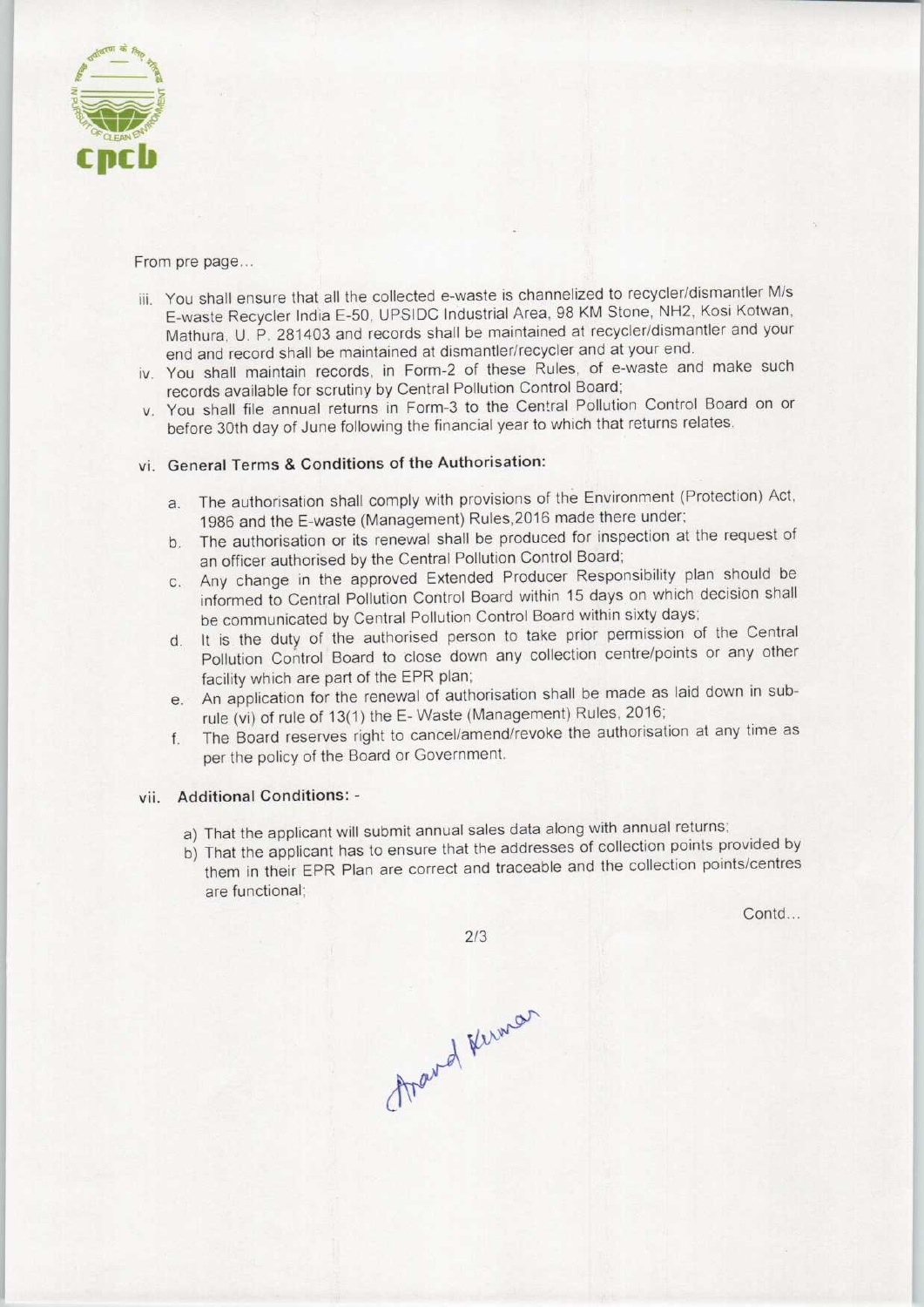From pre page...

iii. You shall ensure that all the collected e-waste is channelized to recycler/dismantler M/s E-waste Recycler India E-50, UPSIDC Industrial Area, 98 KM Stone, NH2, Kosi Kotwan, Mathura, U. P. 281403 and records shall be maintained at recycler/dismantler and your end and record shall be maintained at dismantler/recycler and at your end.

iv. You shall maintain records, in Form-2 of these Rules, of e-waste and make such records available for scrutiny by Central Pollution Control Board;

v. You shall file annual returns in Form-3 to the Central Pollution Control Board on or before 30th day of June following the financial year to which that returns relates.

vi. **General Terms & Conditions of the Authorisation:**

a. The authorisation shall comply with provisions of the Environment (Protection) Act, 1986 and the E-waste (Management) Rules,2016 made there under;

b. The authorisation or its renewal shall be produced for inspection at the request of an officer authorised by the Central Pollution Control Board;

c. Any change in the approved Extended Producer Responsibility plan should be informed to Central Pollution Control Board within 15 days on which decision shall be communicated by Central Pollution Control Board within sixty days;

d. It is the duty of the authorised person to take prior permission of the Central Pollution Control Board to close down any collection centre/points or any other facility which are part of the EPR plan;

e. An application for the renewal of authorisation shall be made as laid down in sub-rule (vi) of rule of 13(1) the E- Waste (Management) Rules, 2016;

f. The Board reserves right to cancel/amend/revoke the authorisation at any time as per the policy of the Board or Government.

vii. **Additional Conditions: -**

a) That the applicant will submit annual sales data along with annual returns;

b) That the applicant has to ensure that the addresses of collection points provided by them in their EPR Plan are correct and traceable and the collection points/centres are functional;

Contd...

Anand Kumar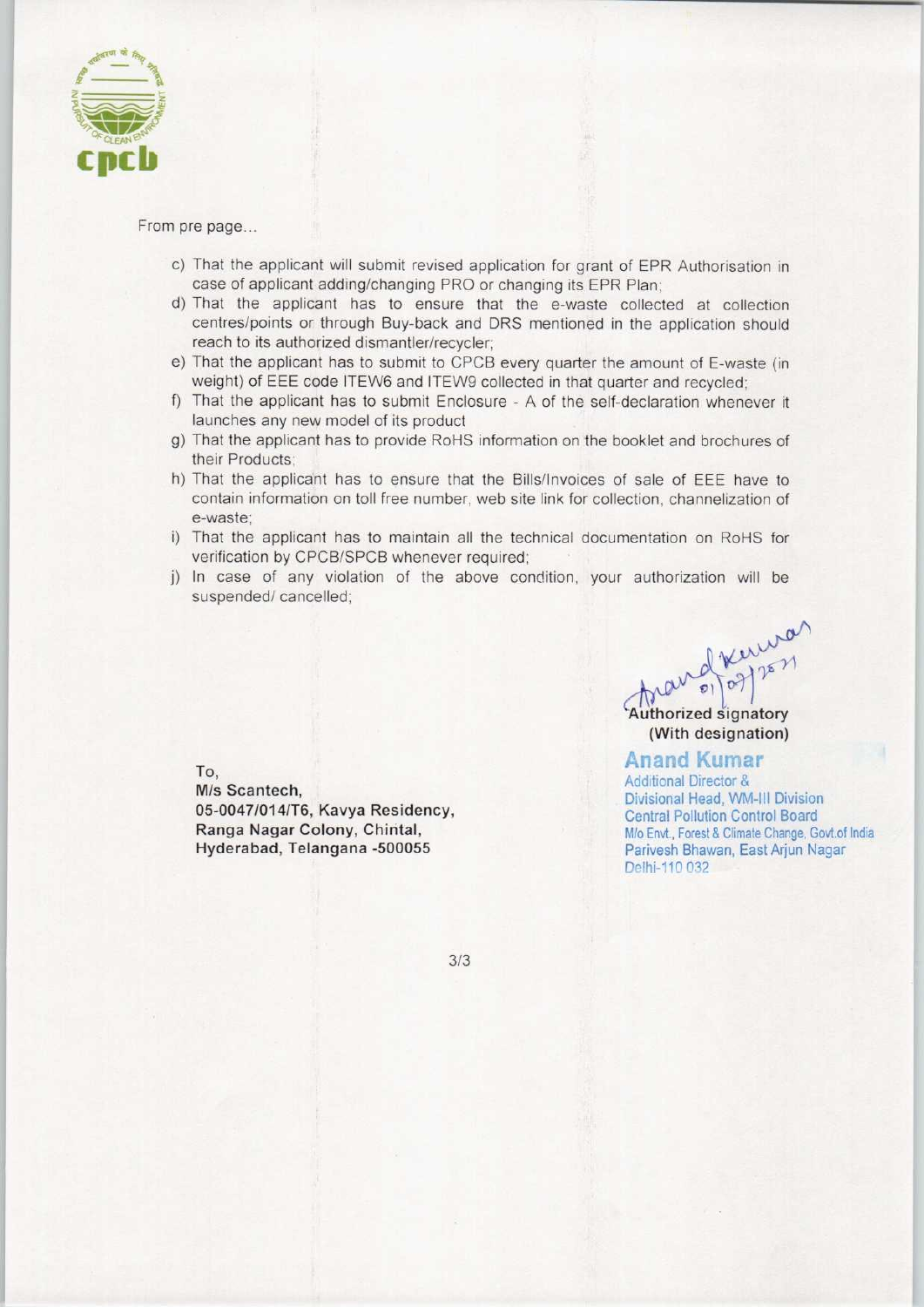From pre page...

c) That the applicant will submit revised application for grant of EPR Authorisation in case of applicant adding/changing PRO or changing its EPR Plan;
d) That the applicant has to ensure that the e-waste collected at collection centres/points or through Buy-back and DRS mentioned in the application should reach to its authorized dismantler/recycler;
e) That the applicant has to submit to CPCB every quarter the amount of E-waste (in weight) of EEE code ITEW6 and ITEW9 collected in that quarter and recycled;
f) That the applicant has to submit Enclosure - A of the self-declaration whenever it launches any new model of its product
g) That the applicant has to provide RoHS information on the booklet and brochures of their Products;
h) That the applicant has to ensure that the Bills/Invoices of sale of EEE have to contain information on toll free number, web site link for collection, channelization of e-waste;
i) That the applicant has to maintain all the technical documentation on RoHS for verification by CPCB/SPCB whenever required;
j) In case of any violation of the above condition, your authorization will be suspended/ cancelled;

Anand Kumar 01/07/2021

**Authorized signatory**
**(With designation)**

**Anand Kumar**
Additional Director &
Divisional Head, WM-III Division
Central Pollution Control Board
M/o Envt., Forest & Climate Change, Govt.of India
Parivesh Bhawan, East Arjun Nagar
Delhi-110 032

To,
**M/s Scantech,**
**05-0047/014/T6, Kavya Residency,**
**Ranga Nagar Colony, Chintal,**
**Hyderabad, Telangana -500055**